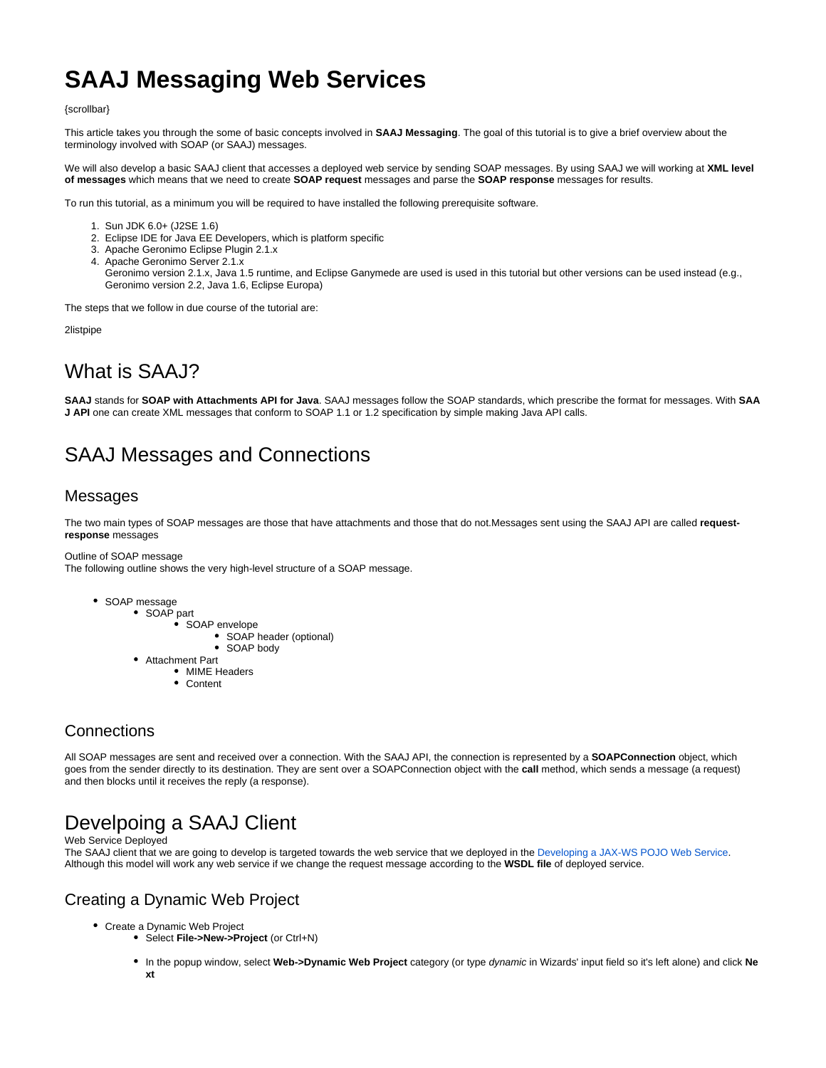# SAAJ Messaging Web Services

{scrollbar}

This article takes you through the some of basic concepts involved in **SAAJ Messaging**. The goal of this tutorial is to give a brief overview about the terminology involved with SOAP (or SAAJ) messages.

We will also develop a basic SAAJ client that accesses a deployed web service by sending SOAP messages. By using SAAJ we will working at **XML level of messages** which means that we need to create **SOAP request** messages and parse the **SOAP response** messages for results.

To run this tutorial, as a minimum you will be required to have installed the following prerequisite software.

1. Sun JDK 6.0+ (J2SE 1.6)
2. Eclipse IDE for Java EE Developers, which is platform specific
3. Apache Geronimo Eclipse Plugin 2.1.x
4. Apache Geronimo Server 2.1.x
   Geronimo version 2.1.x, Java 1.5 runtime, and Eclipse Ganymede are used is used in this tutorial but other versions can be used instead (e.g., Geronimo version 2.2, Java 1.6, Eclipse Europa)

The steps that we follow in due course of the tutorial are:

2listpipe

## What is SAAJ?

**SAAJ** stands for **SOAP with Attachments API for Java**. SAAJ messages follow the SOAP standards, which prescribe the format for messages. With **SAAJ API** one can create XML messages that conform to SOAP 1.1 or 1.2 specification by simple making Java API calls.

## SAAJ Messages and Connections

### Messages

The two main types of SOAP messages are those that have attachments and those that do not.Messages sent using the SAAJ API are called **request-response** messages

Outline of SOAP message
The following outline shows the very high-level structure of a SOAP message.

- SOAP message
  - SOAP part
    - SOAP envelope
      - SOAP header (optional)
      - SOAP body
  - Attachment Part
    - MIME Headers
    - Content

### Connections

All SOAP messages are sent and received over a connection. With the SAAJ API, the connection is represented by a **SOAPConnection** object, which goes from the sender directly to its destination. They are sent over a SOAPConnection object with the **call** method, which sends a message (a request) and then blocks until it receives the reply (a response).

## Develpoing a SAAJ Client

Web Service Deployed
The SAAJ client that we are going to develop is targeted towards the web service that we deployed in the Developing a JAX-WS POJO Web Service. Although this model will work any web service if we change the request message according to the **WSDL file** of deployed service.

### Creating a Dynamic Web Project

- Create a Dynamic Web Project
  - Select **File->New->Project** (or Ctrl+N)
  - In the popup window, select **Web->Dynamic Web Project** category (or type *dynamic* in Wizards' input field so it's left alone) and click **Next**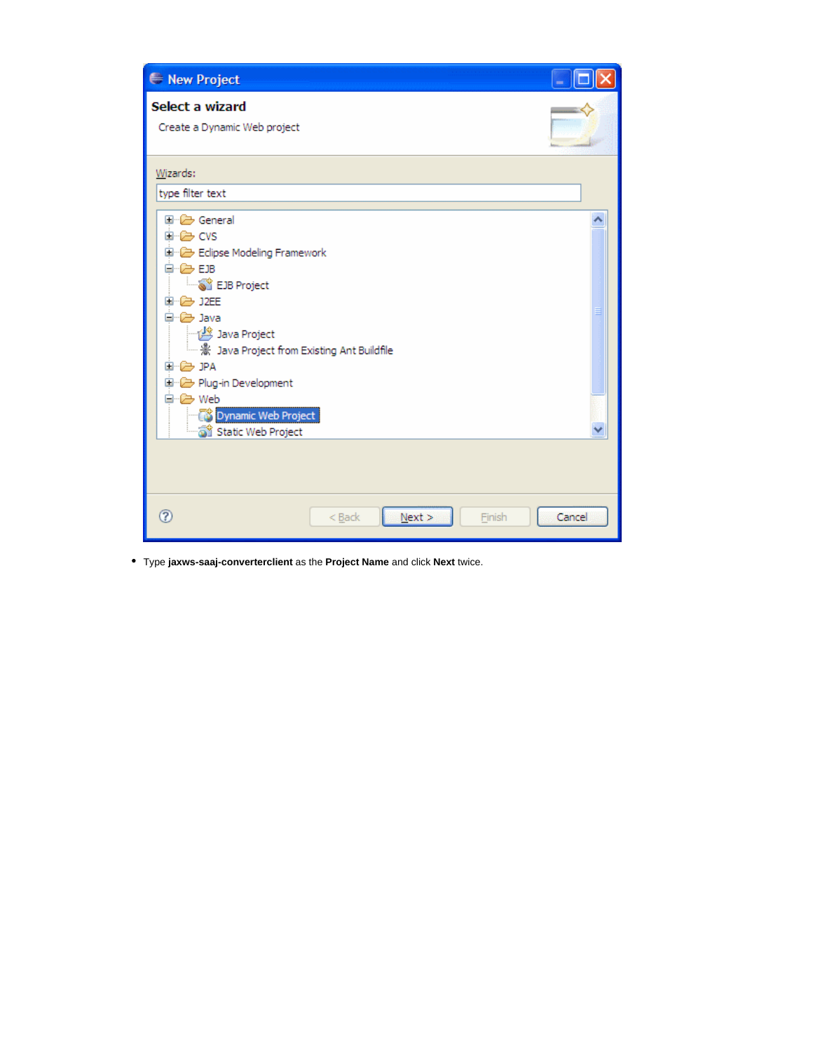- Type **jaxws-saaj-converterclient** as the **Project Name** and click **Next** twice.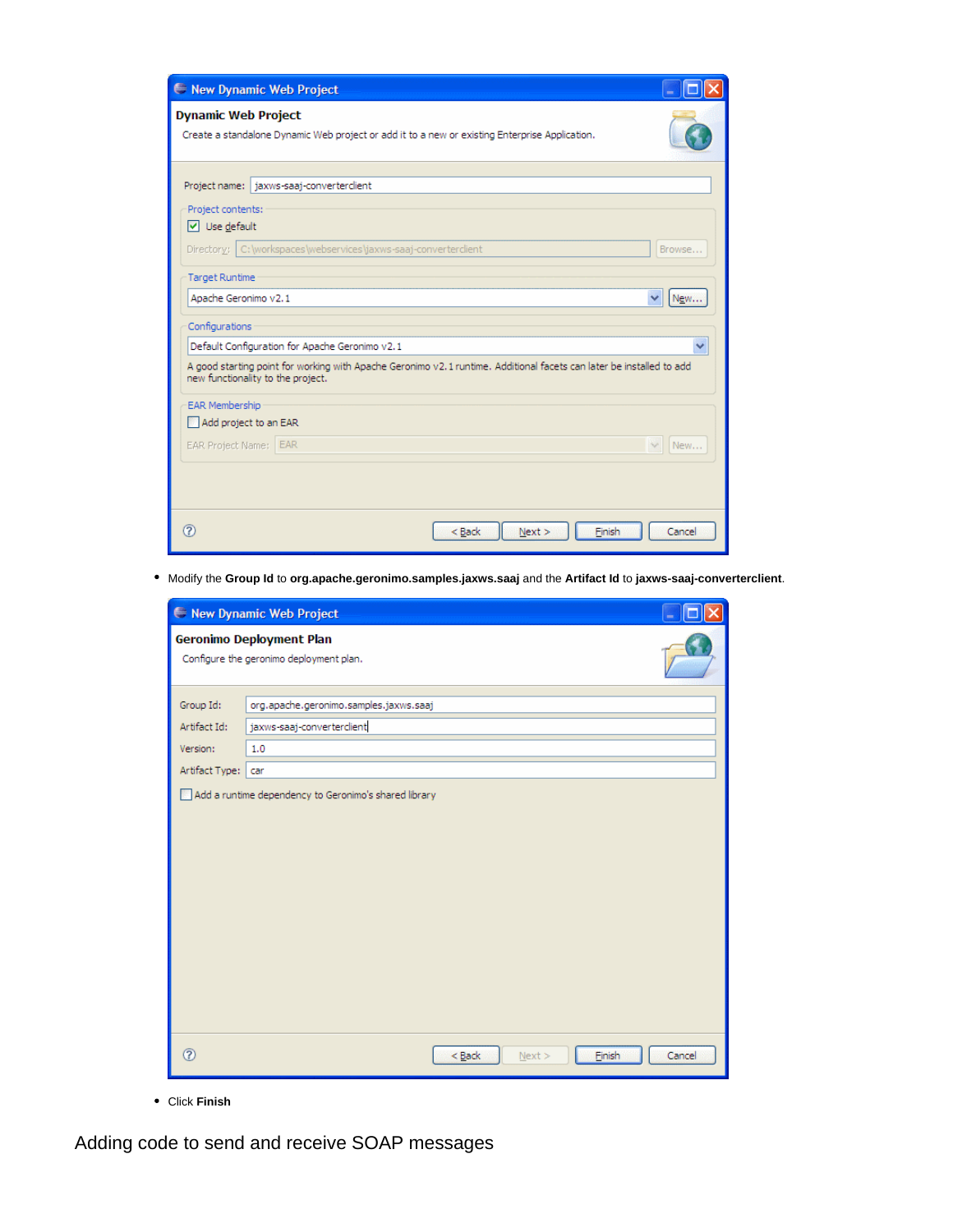- Modify the **Group Id** to **org.apache.geronimo.samples.jaxws.saaj** and the **Artifact Id** to **jaxws-saaj-converterclient**.

- Click **Finish**

## Adding code to send and receive SOAP messages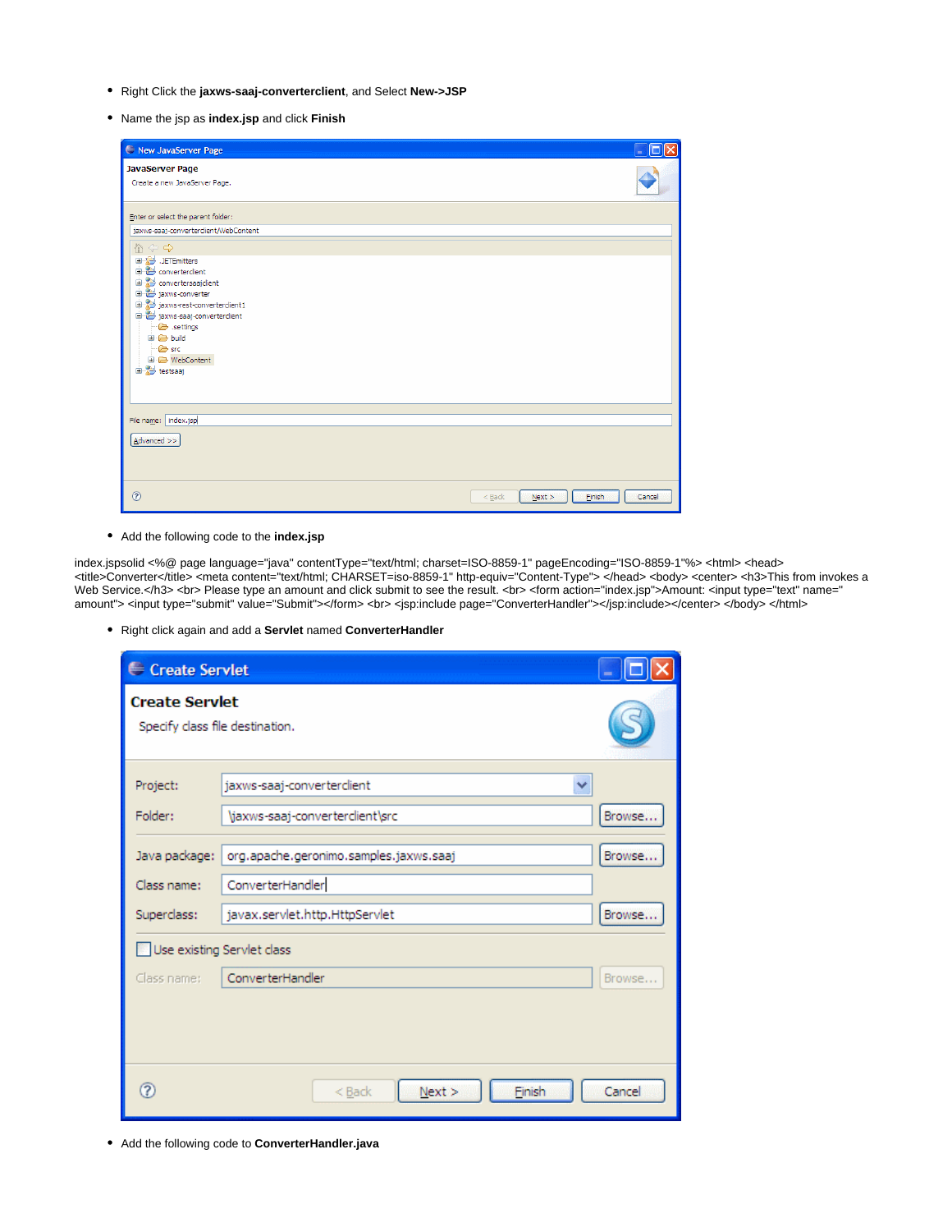- Right Click the **jaxws-saaj-converterclient**, and Select **New->JSP**
- Name the jsp as **index.jsp** and click **Finish**

- Add the following code to the **index.jsp**

index.jspsolid <%@ page language="java" contentType="text/html; charset=ISO-8859-1" pageEncoding="ISO-8859-1"%> <html> <head> <title>Converter</title> <meta content="text/html; CHARSET=iso-8859-1" http-equiv="Content-Type"> </head> <body> <center> <h3>This from invokes a Web Service.</h3> <br> Please type an amount and click submit to see the result. <br> <form action="index.jsp">Amount: <input type="text" name="amount"> <input type="submit" value="Submit"></form> <br> <jsp:include page="ConverterHandler"></jsp:include></center> </body> </html>

- Right click again and add a **Servlet** named **ConverterHandler**

- Add the following code to **ConverterHandler.java**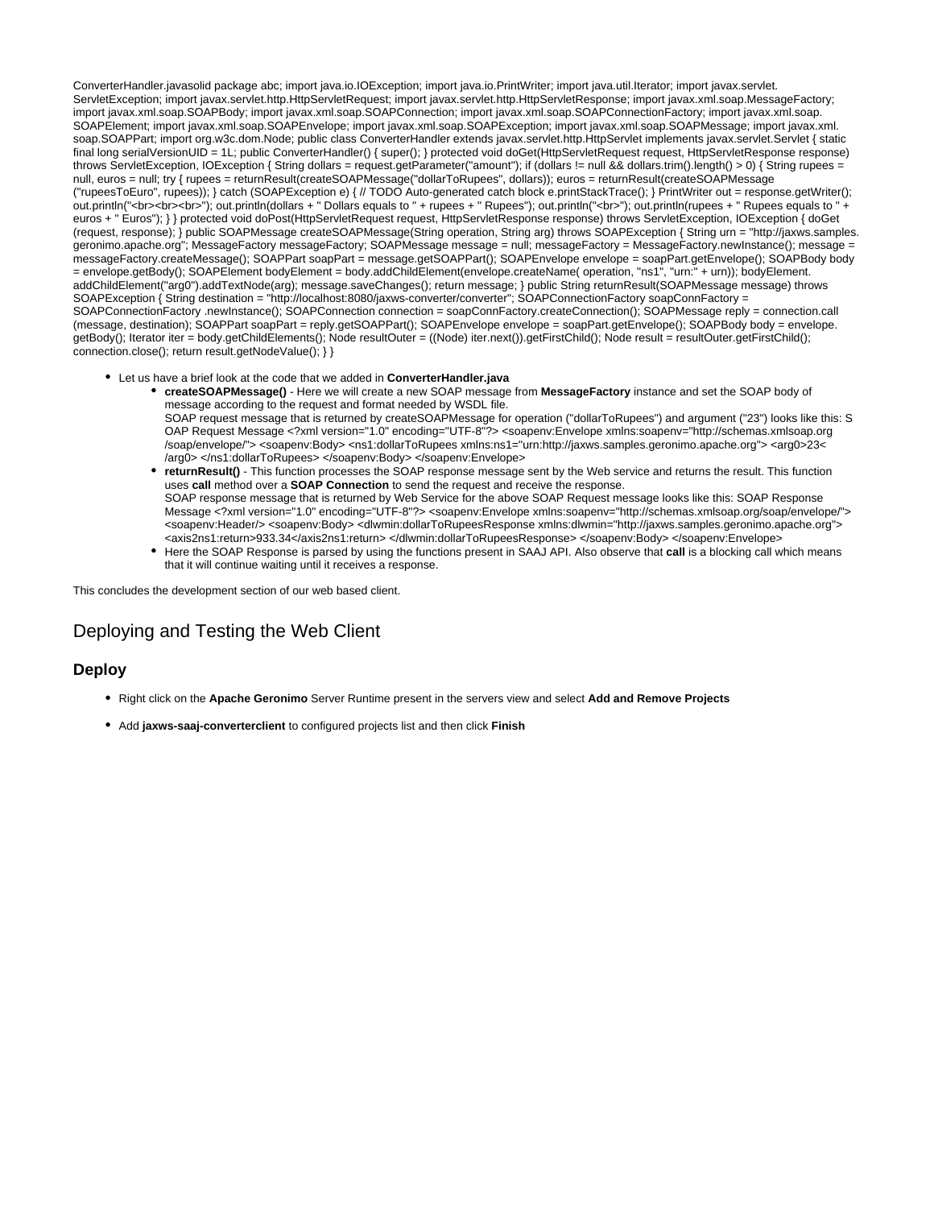ConverterHandler.javasolid package abc; import java.io.IOException; import java.io.PrintWriter; import java.util.Iterator; import javax.servlet. ServletException; import javax.servlet.http.HttpServletRequest; import javax.servlet.http.HttpServletResponse; import javax.xml.soap.MessageFactory; import javax.xml.soap.SOAPBody; import javax.xml.soap.SOAPConnection; import javax.xml.soap.SOAPConnectionFactory; import javax.xml.soap. SOAPElement; import javax.xml.soap.SOAPEnvelope; import javax.xml.soap.SOAPException; import javax.xml.soap.SOAPMessage; import javax.xml. soap.SOAPPart; import org.w3c.dom.Node; public class ConverterHandler extends javax.servlet.http.HttpServlet implements javax.servlet.Servlet { static final long serialVersionUID = 1L; public ConverterHandler() { super(); } protected void doGet(HttpServletRequest request, HttpServletResponse response) throws ServletException, IOException { String dollars = request.getParameter("amount"); if (dollars != null && dollars.trim().length() > 0) { String rupees = null, euros = null; try { rupees = returnResult(createSOAPMessage("dollarToRupees", dollars)); euros = returnResult(createSOAPMessage ("rupeesToEuro", rupees)); } catch (SOAPException e) { // TODO Auto-generated catch block e.printStackTrace(); } PrintWriter out = response.getWriter(); out.println("<br><br><br>"); out.println(dollars + " Dollars equals to " + rupees + " Rupees"); out.println("<br>"); out.println(rupees + " Rupees equals to " + euros + " Euros"); } } protected void doPost(HttpServletRequest request, HttpServletResponse response) throws ServletException, IOException { doGet (request, response); } public SOAPMessage createSOAPMessage(String operation, String arg) throws SOAPException { String urn = "http://jaxws.samples. geronimo.apache.org"; MessageFactory messageFactory; SOAPMessage message = null; messageFactory = MessageFactory.newInstance(); message = messageFactory.createMessage(); SOAPPart soapPart = message.getSOAPPart(); SOAPEnvelope envelope = soapPart.getEnvelope(); SOAPBody body = envelope.getBody(); SOAPElement bodyElement = body.addChildElement(envelope.createName( operation, "ns1", "urn:" + urn)); bodyElement. addChildElement("arg0").addTextNode(arg); message.saveChanges(); return message; } public String returnResult(SOAPMessage message) throws SOAPException { String destination = "http://localhost:8080/jaxws-converter/converter"; SOAPConnectionFactory soapConnFactory = SOAPConnectionFactory .newInstance(); SOAPConnection connection = soapConnFactory.createConnection(); SOAPMessage reply = connection.call (message, destination); SOAPPart soapPart = reply.getSOAPPart(); SOAPEnvelope envelope = soapPart.getEnvelope(); SOAPBody body = envelope. getBody(); Iterator iter = body.getChildElements(); Node resultOuter = ((Node) iter.next()).getFirstChild(); Node result = resultOuter.getFirstChild(); connection.close(); return result.getNodeValue(); } }

- Let us have a brief look at the code that we added in **ConverterHandler.java**
  - **createSOAPMessage()** - Here we will create a new SOAP message from **MessageFactory** instance and set the SOAP body of message according to the request and format needed by WSDL file.
    SOAP request message that is returned by createSOAPMessage for operation ("dollarToRupees") and argument ("23") looks like this: SOAP Request Message <?xml version="1.0" encoding="UTF-8"?> <soapenv:Envelope xmlns:soapenv="http://schemas.xmlsoap.org/soap/envelope/"> <soapenv:Body> <ns1:dollarToRupees xmlns:ns1="urn:http://jaxws.samples.geronimo.apache.org"> <arg0>23</arg0> </ns1:dollarToRupees> </soapenv:Body> </soapenv:Envelope>
  - **returnResult()** - This function processes the SOAP response message sent by the Web service and returns the result. This function uses **call** method over a **SOAP Connection** to send the request and receive the response.
    SOAP response message that is returned by Web Service for the above SOAP Request message looks like this: SOAP Response Message <?xml version="1.0" encoding="UTF-8"?> <soapenv:Envelope xmlns:soapenv="http://schemas.xmlsoap.org/soap/envelope/"> <soapenv:Header/> <soapenv:Body> <dlwmin:dollarToRupeesResponse xmlns:dlwmin="http://jaxws.samples.geronimo.apache.org"> <axis2ns1:return>933.34</axis2ns1:return> </dlwmin:dollarToRupeesResponse> </soapenv:Body> </soapenv:Envelope>
  - Here the SOAP Response is parsed by using the functions present in SAAJ API. Also observe that **call** is a blocking call which means that it will continue waiting until it receives a response.

This concludes the development section of our web based client.

# Deploying and Testing the Web Client

## Deploy

- Right click on the **Apache Geronimo** Server Runtime present in the servers view and select **Add and Remove Projects**
- Add **jaxws-saaj-converterclient** to configured projects list and then click **Finish**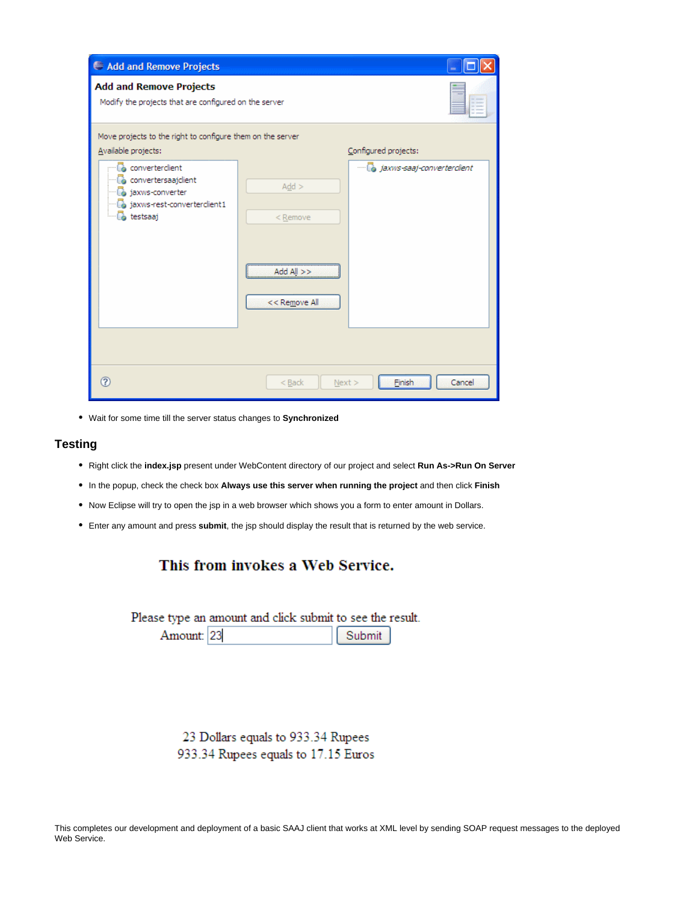- Wait for some time till the server status changes to **Synchronized**

## Testing

- Right click the **index.jsp** present under WebContent directory of our project and select **Run As->Run On Server**
- In the popup, check the check box **Always use this server when running the project** and then click **Finish**
- Now Eclipse will try to open the jsp in a web browser which shows you a form to enter amount in Dollars.
- Enter any amount and press **submit**, the jsp should display the result that is returned by the web service.

This completes our development and deployment of a basic SAAJ client that works at XML level by sending SOAP request messages to the deployed Web Service.